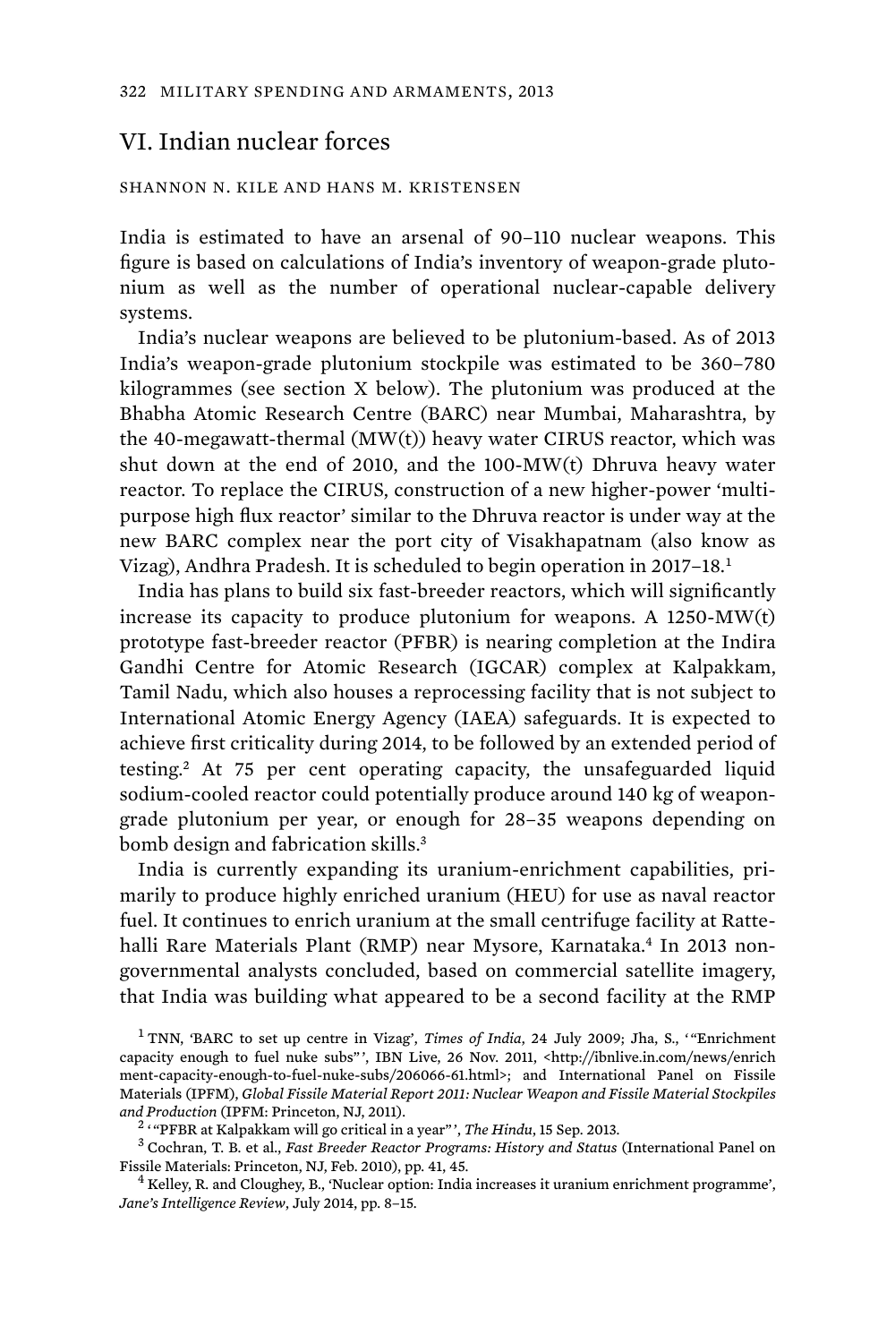## VI. Indian nuclear forces

SHANNON N. KILE AND HANS M. KRISTENSEN

India is estimated to have an arsenal of 90–110 nuclear weapons. This figure is based on calculations of India's inventory of weapon-grade plutonium as well as the number of operational nuclear-capable delivery systems.

India's nuclear weapons are believed to be plutonium-based. As of 2013 India's weapon-grade plutonium stockpile was estimated to be 360–780 kilogrammes (see section X below). The plutonium was produced at the Bhabha Atomic Research Centre (BARC) near Mumbai, Maharashtra, by the 40-megawatt-thermal (MW(t)) heavy water CIRUS reactor, which was shut down at the end of 2010, and the 100-MW(t) Dhruva heavy water reactor. To replace the CIRUS, construction of a new higher-power 'multi-purpose high flux reactor' similar to the Dhruva reactor is under way at the new BARC complex near the port city of Visakhapatnam (also know as Vizag), Andhra Pradesh. It is scheduled to begin operation in 2017–18.[1]

India has plans to build six fast-breeder reactors, which will significantly increase its capacity to produce plutonium for weapons. A 1250-MW(t) prototype fast-breeder reactor (PFBR) is nearing completion at the Indira Gandhi Centre for Atomic Research (IGCAR) complex at Kalpakkam, Tamil Nadu, which also houses a reprocessing facility that is not subject to International Atomic Energy Agency (IAEA) safeguards. It is expected to achieve first criticality during 2014, to be followed by an extended period of testing.[2] At 75 per cent operating capacity, the unsafeguarded liquid sodium-cooled reactor could potentially produce around 140 kg of weapon-grade plutonium per year, or enough for 28–35 weapons depending on bomb design and fabrication skills.[3]

India is currently expanding its uranium-enrichment capabilities, primarily to produce highly enriched uranium (HEU) for use as naval reactor fuel. It continues to enrich uranium at the small centrifuge facility at Rattehalli Rare Materials Plant (RMP) near Mysore, Karnataka.[4] In 2013 non-governmental analysts concluded, based on commercial satellite imagery, that India was building what appeared to be a second facility at the RMP

[1] TNN, 'BARC to set up centre in Vizag', *Times of India*, 24 July 2009; Jha, S., '"Enrichment capacity enough to fuel nuke subs"', IBN Live, 26 Nov. 2011, <http://ibnlive.in.com/news/enrichment-capacity-enough-to-fuel-nuke-subs/206066-61.html>; and International Panel on Fissile Materials (IPFM), *Global Fissile Material Report 2011: Nuclear Weapon and Fissile Material Stockpiles and Production* (IPFM: Princeton, NJ, 2011).

[2] '"PFBR at Kalpakkam will go critical in a year"', *The Hindu*, 15 Sep. 2013.

[3] Cochran, T. B. et al., *Fast Breeder Reactor Programs: History and Status* (International Panel on Fissile Materials: Princeton, NJ, Feb. 2010), pp. 41, 45.

[4] Kelley, R. and Cloughey, B., 'Nuclear option: India increases it uranium enrichment programme', *Jane's Intelligence Review*, July 2014, pp. 8–15.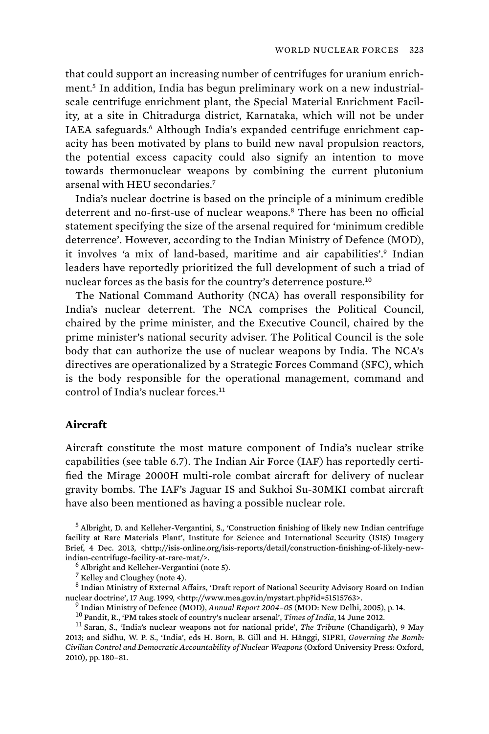that could support an increasing number of centrifuges for uranium enrichment.[5] In addition, India has begun preliminary work on a new industrial-scale centrifuge enrichment plant, the Special Material Enrichment Facility, at a site in Chitradurga district, Karnataka, which will not be under IAEA safeguards.[6] Although India's expanded centrifuge enrichment capacity has been motivated by plans to build new naval propulsion reactors, the potential excess capacity could also signify an intention to move towards thermonuclear weapons by combining the current plutonium arsenal with HEU secondaries.[7]

India's nuclear doctrine is based on the principle of a minimum credible deterrent and no-first-use of nuclear weapons.[8] There has been no official statement specifying the size of the arsenal required for 'minimum credible deterrence'. However, according to the Indian Ministry of Defence (MOD), it involves 'a mix of land-based, maritime and air capabilities'.[9] Indian leaders have reportedly prioritized the full development of such a triad of nuclear forces as the basis for the country's deterrence posture.[10]

The National Command Authority (NCA) has overall responsibility for India's nuclear deterrent. The NCA comprises the Political Council, chaired by the prime minister, and the Executive Council, chaired by the prime minister's national security adviser. The Political Council is the sole body that can authorize the use of nuclear weapons by India. The NCA's directives are operationalized by a Strategic Forces Command (SFC), which is the body responsible for the operational management, command and control of India's nuclear forces.[11]

## Aircraft

Aircraft constitute the most mature component of India's nuclear strike capabilities (see table 6.7). The Indian Air Force (IAF) has reportedly certified the Mirage 2000H multi-role combat aircraft for delivery of nuclear gravity bombs. The IAF's Jaguar IS and Sukhoi Su-30MKI combat aircraft have also been mentioned as having a possible nuclear role.

[5] Albright, D. and Kelleher-Vergantini, S., 'Construction finishing of likely new Indian centrifuge facility at Rare Materials Plant', Institute for Science and International Security (ISIS) Imagery Brief, 4 Dec. 2013, <http://isis-online.org/isis-reports/detail/construction-finishing-of-likely-new-indian-centrifuge-facility-at-rare-mat/>.

[6] Albright and Kelleher-Vergantini (note 5).

[7] Kelley and Cloughey (note 4).

[8] Indian Ministry of External Affairs, 'Draft report of National Security Advisory Board on Indian nuclear doctrine', 17 Aug. 1999, <http://www.mea.gov.in/mystart.php?id=51515763>.

[9] Indian Ministry of Defence (MOD), *Annual Report 2004–05* (MOD: New Delhi, 2005), p. 14.

[10] Pandit, R., 'PM takes stock of country's nuclear arsenal', *Times of India*, 14 June 2012.

[11] Saran, S., 'India's nuclear weapons not for national pride', *The Tribune* (Chandigarh), 9 May 2013; and Sidhu, W. P. S., 'India', eds H. Born, B. Gill and H. Hänggi, SIPRI, *Governing the Bomb: Civilian Control and Democratic Accountability of Nuclear Weapons* (Oxford University Press: Oxford, 2010), pp. 180–81.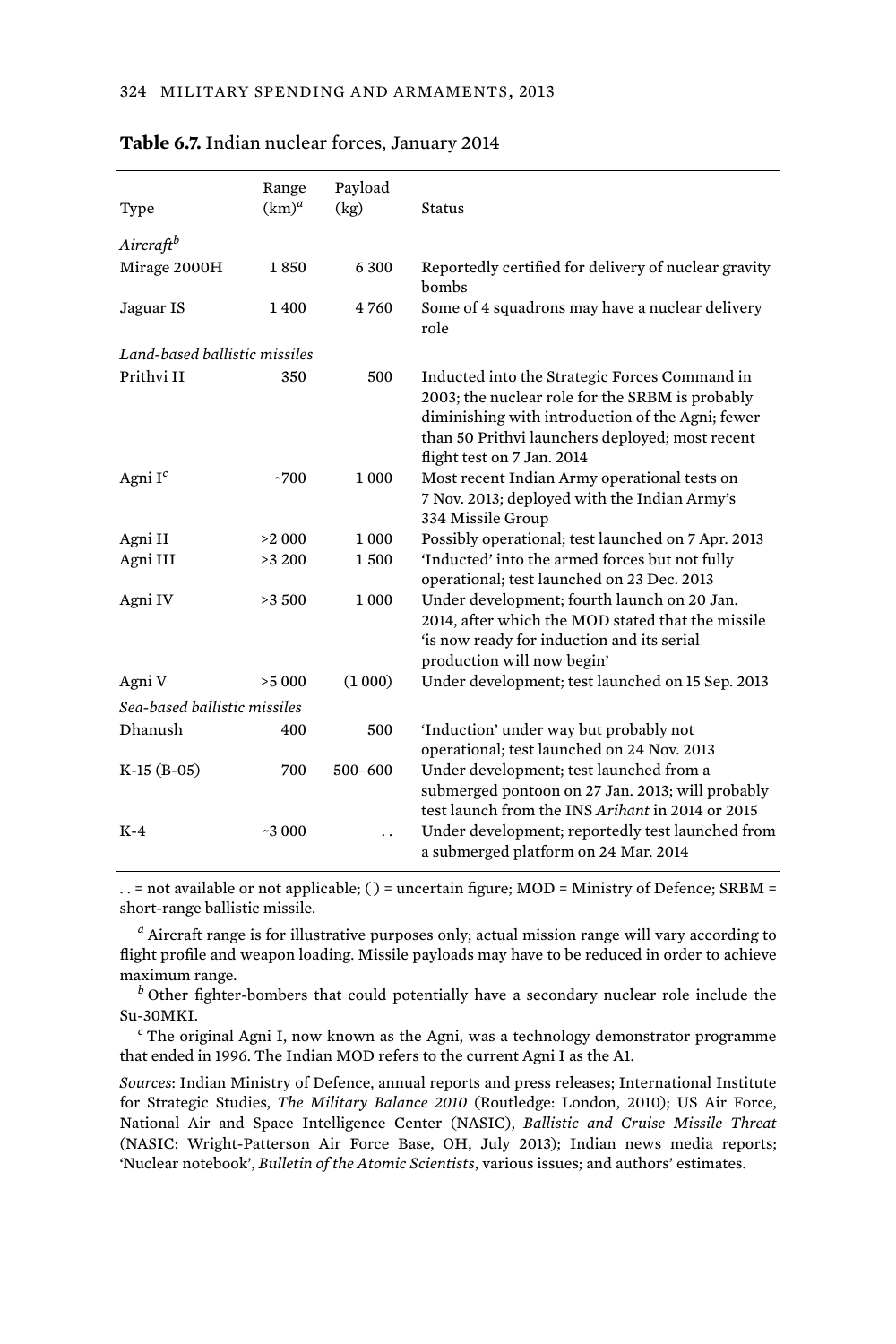**Table 6.7.** Indian nuclear forces, January 2014

| Type | Range (km)[a] | Payload (kg) | Status |
|---|---|---|---|
| *Aircraft*[b] | | | |
| Mirage 2000H | 1 850 | 6 300 | Reportedly certified for delivery of nuclear gravity bombs |
| Jaguar IS | 1 400 | 4 760 | Some of 4 squadrons may have a nuclear delivery role |
| *Land-based ballistic missiles* | | | |
| Prithvi II | 350 | 500 | Inducted into the Strategic Forces Command in 2003; the nuclear role for the SRBM is probably diminishing with introduction of the Agni; fewer than 50 Prithvi launchers deployed; most recent flight test on 7 Jan. 2014 |
| Agni I[c] | ~700 | 1 000 | Most recent Indian Army operational tests on 7 Nov. 2013; deployed with the Indian Army's 334 Missile Group |
| Agni II | >2 000 | 1 000 | Possibly operational; test launched on 7 Apr. 2013 |
| Agni III | >3 200 | 1 500 | 'Inducted' into the armed forces but not fully operational; test launched on 23 Dec. 2013 |
| Agni IV | >3 500 | 1 000 | Under development; fourth launch on 20 Jan. 2014, after which the MOD stated that the missile 'is now ready for induction and its serial production will now begin' |
| Agni V | >5 000 | (1 000) | Under development; test launched on 15 Sep. 2013 |
| *Sea-based ballistic missiles* | | | |
| Dhanush | 400 | 500 | 'Induction' under way but probably not operational; test launched on 24 Nov. 2013 |
| K-15 (B-05) | 700 | 500–600 | Under development; test launched from a submerged pontoon on 27 Jan. 2013; will probably test launch from the INS *Arihant* in 2014 or 2015 |
| K-4 | ~3 000 | . . | Under development; reportedly test launched from a submerged platform on 24 Mar. 2014 |

. . = not available or not applicable; ( ) = uncertain figure; MOD = Ministry of Defence; SRBM = short-range ballistic missile.

[a] Aircraft range is for illustrative purposes only; actual mission range will vary according to flight profile and weapon loading. Missile payloads may have to be reduced in order to achieve maximum range.

[b] Other fighter-bombers that could potentially have a secondary nuclear role include the Su-30MKI.

[c] The original Agni I, now known as the Agni, was a technology demonstrator programme that ended in 1996. The Indian MOD refers to the current Agni I as the A1.

*Sources*: Indian Ministry of Defence, annual reports and press releases; International Institute for Strategic Studies, *The Military Balance 2010* (Routledge: London, 2010); US Air Force, National Air and Space Intelligence Center (NASIC), *Ballistic and Cruise Missile Threat* (NASIC: Wright-Patterson Air Force Base, OH, July 2013); Indian news media reports; 'Nuclear notebook', *Bulletin of the Atomic Scientists*, various issues; and authors' estimates.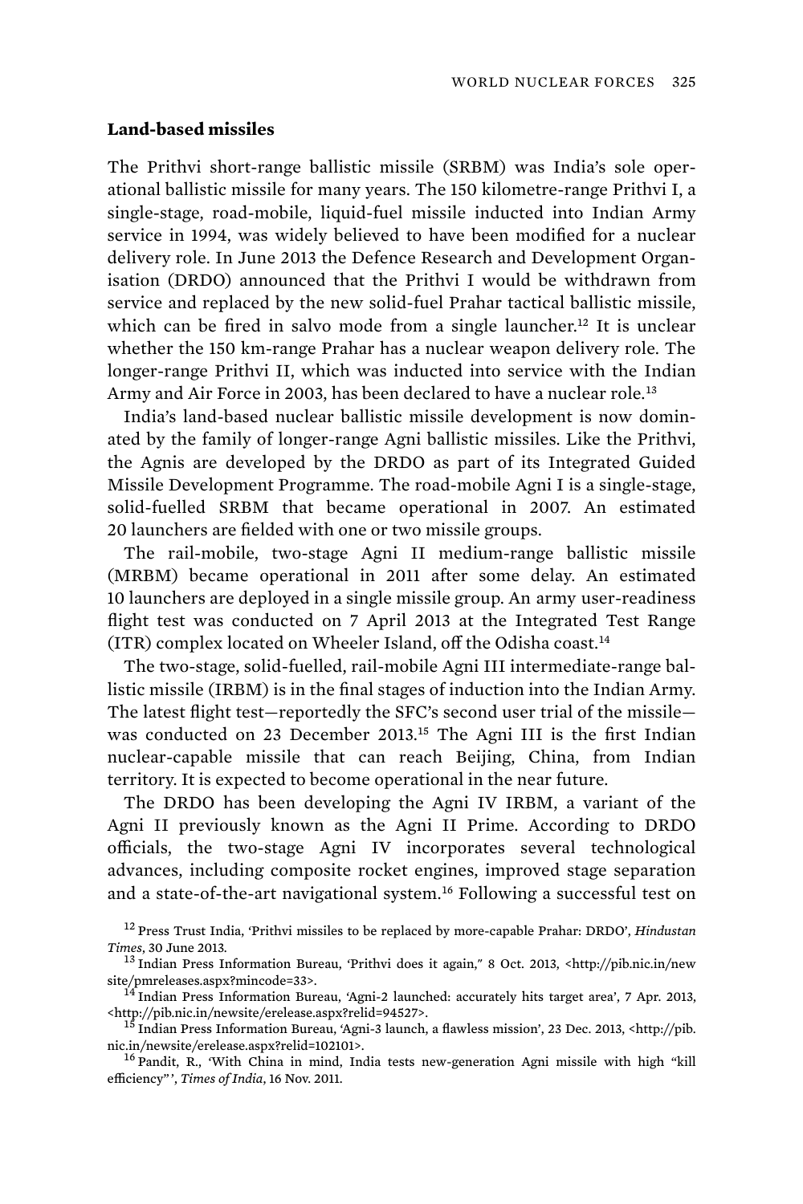**Land-based missiles**

The Prithvi short-range ballistic missile (SRBM) was India's sole operational ballistic missile for many years. The 150 kilometre-range Prithvi I, a single-stage, road-mobile, liquid-fuel missile inducted into Indian Army service in 1994, was widely believed to have been modified for a nuclear delivery role. In June 2013 the Defence Research and Development Organisation (DRDO) announced that the Prithvi I would be withdrawn from service and replaced by the new solid-fuel Prahar tactical ballistic missile, which can be fired in salvo mode from a single launcher.[12] It is unclear whether the 150 km-range Prahar has a nuclear weapon delivery role. The longer-range Prithvi II, which was inducted into service with the Indian Army and Air Force in 2003, has been declared to have a nuclear role.[13]

India's land-based nuclear ballistic missile development is now dominated by the family of longer-range Agni ballistic missiles. Like the Prithvi, the Agnis are developed by the DRDO as part of its Integrated Guided Missile Development Programme. The road-mobile Agni I is a single-stage, solid-fuelled SRBM that became operational in 2007. An estimated 20 launchers are fielded with one or two missile groups.

The rail-mobile, two-stage Agni II medium-range ballistic missile (MRBM) became operational in 2011 after some delay. An estimated 10 launchers are deployed in a single missile group. An army user-readiness flight test was conducted on 7 April 2013 at the Integrated Test Range (ITR) complex located on Wheeler Island, off the Odisha coast.[14]

The two-stage, solid-fuelled, rail-mobile Agni III intermediate-range ballistic missile (IRBM) is in the final stages of induction into the Indian Army. The latest flight test—reportedly the SFC's second user trial of the missile—was conducted on 23 December 2013.[15] The Agni III is the first Indian nuclear-capable missile that can reach Beijing, China, from Indian territory. It is expected to become operational in the near future.

The DRDO has been developing the Agni IV IRBM, a variant of the Agni II previously known as the Agni II Prime. According to DRDO officials, the two-stage Agni IV incorporates several technological advances, including composite rocket engines, improved stage separation and a state-of-the-art navigational system.[16] Following a successful test on

[12] Press Trust India, 'Prithvi missiles to be replaced by more-capable Prahar: DRDO', *Hindustan Times*, 30 June 2013.

[13] Indian Press Information Bureau, 'Prithvi does it again," 8 Oct. 2013, <http://pib.nic.in/newsite/pmreleases.aspx?mincode=33>.

[14] Indian Press Information Bureau, 'Agni-2 launched: accurately hits target area', 7 Apr. 2013, <http://pib.nic.in/newsite/erelease.aspx?relid=94527>.

[15] Indian Press Information Bureau, 'Agni-3 launch, a flawless mission', 23 Dec. 2013, <http://pib.nic.in/newsite/erelease.aspx?relid=102101>.

[16] Pandit, R., 'With China in mind, India tests new-generation Agni missile with high "kill efficiency"', *Times of India*, 16 Nov. 2011.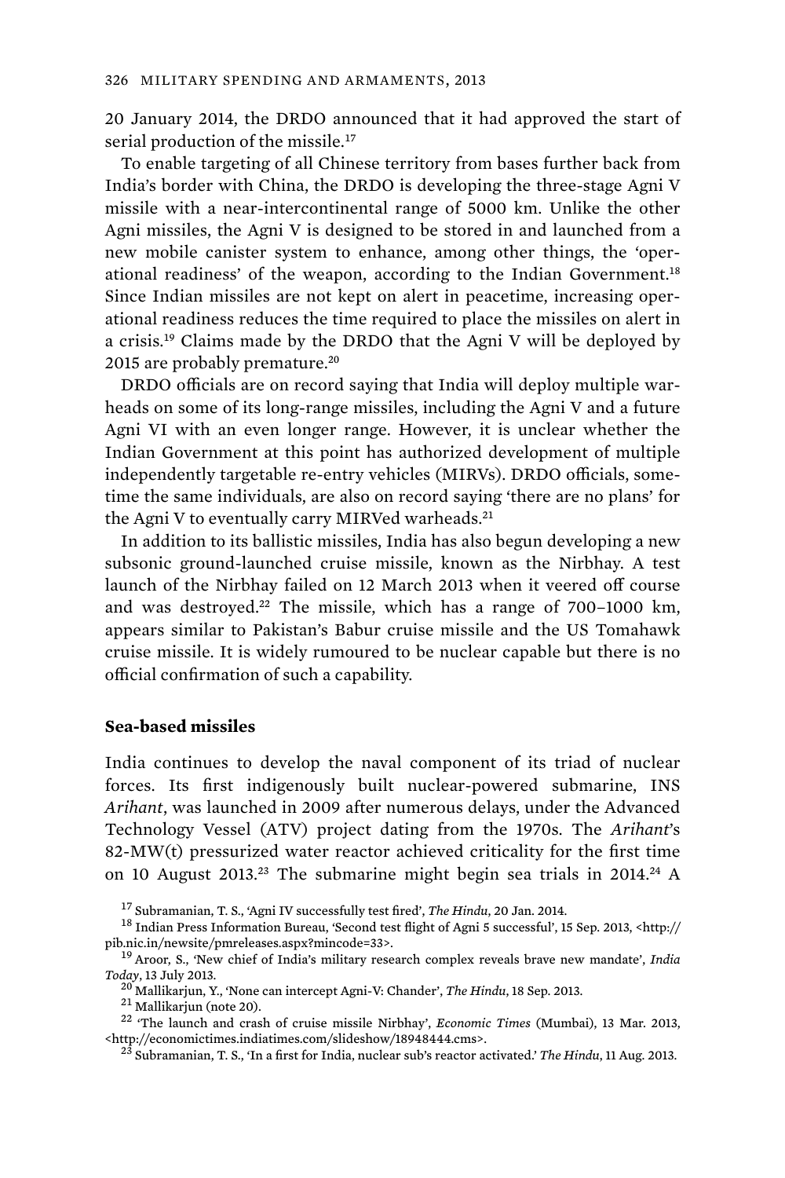20 January 2014, the DRDO announced that it had approved the start of serial production of the missile.[17]

To enable targeting of all Chinese territory from bases further back from India's border with China, the DRDO is developing the three-stage Agni V missile with a near-intercontinental range of 5000 km. Unlike the other Agni missiles, the Agni V is designed to be stored in and launched from a new mobile canister system to enhance, among other things, the 'operational readiness' of the weapon, according to the Indian Government.[18] Since Indian missiles are not kept on alert in peacetime, increasing operational readiness reduces the time required to place the missiles on alert in a crisis.[19] Claims made by the DRDO that the Agni V will be deployed by 2015 are probably premature.[20]

DRDO officials are on record saying that India will deploy multiple warheads on some of its long-range missiles, including the Agni V and a future Agni VI with an even longer range. However, it is unclear whether the Indian Government at this point has authorized development of multiple independently targetable re-entry vehicles (MIRVs). DRDO officials, sometime the same individuals, are also on record saying 'there are no plans' for the Agni V to eventually carry MIRVed warheads.[21]

In addition to its ballistic missiles, India has also begun developing a new subsonic ground-launched cruise missile, known as the Nirbhay. A test launch of the Nirbhay failed on 12 March 2013 when it veered off course and was destroyed.[22] The missile, which has a range of 700–1000 km, appears similar to Pakistan's Babur cruise missile and the US Tomahawk cruise missile. It is widely rumoured to be nuclear capable but there is no official confirmation of such a capability.

### Sea-based missiles

India continues to develop the naval component of its triad of nuclear forces. Its first indigenously built nuclear-powered submarine, INS *Arihant*, was launched in 2009 after numerous delays, under the Advanced Technology Vessel (ATV) project dating from the 1970s. The *Arihant*'s 82-MW(t) pressurized water reactor achieved criticality for the first time on 10 August 2013.[23] The submarine might begin sea trials in 2014.[24] A

[17] Subramanian, T. S., 'Agni IV successfully test fired', *The Hindu*, 20 Jan. 2014.

[18] Indian Press Information Bureau, 'Second test flight of Agni 5 successful', 15 Sep. 2013, <http://pib.nic.in/newsite/pmreleases.aspx?mincode=33>.

[19] Aroor, S., 'New chief of India's military research complex reveals brave new mandate', *India Today*, 13 July 2013.

[20] Mallikarjun, Y., 'None can intercept Agni-V: Chander', *The Hindu*, 18 Sep. 2013.

[21] Mallikarjun (note 20).

[22] 'The launch and crash of cruise missile Nirbhay', *Economic Times* (Mumbai), 13 Mar. 2013, <http://economictimes.indiatimes.com/slideshow/18948444.cms>.

[23] Subramanian, T. S., 'In a first for India, nuclear sub's reactor activated.' *The Hindu*, 11 Aug. 2013.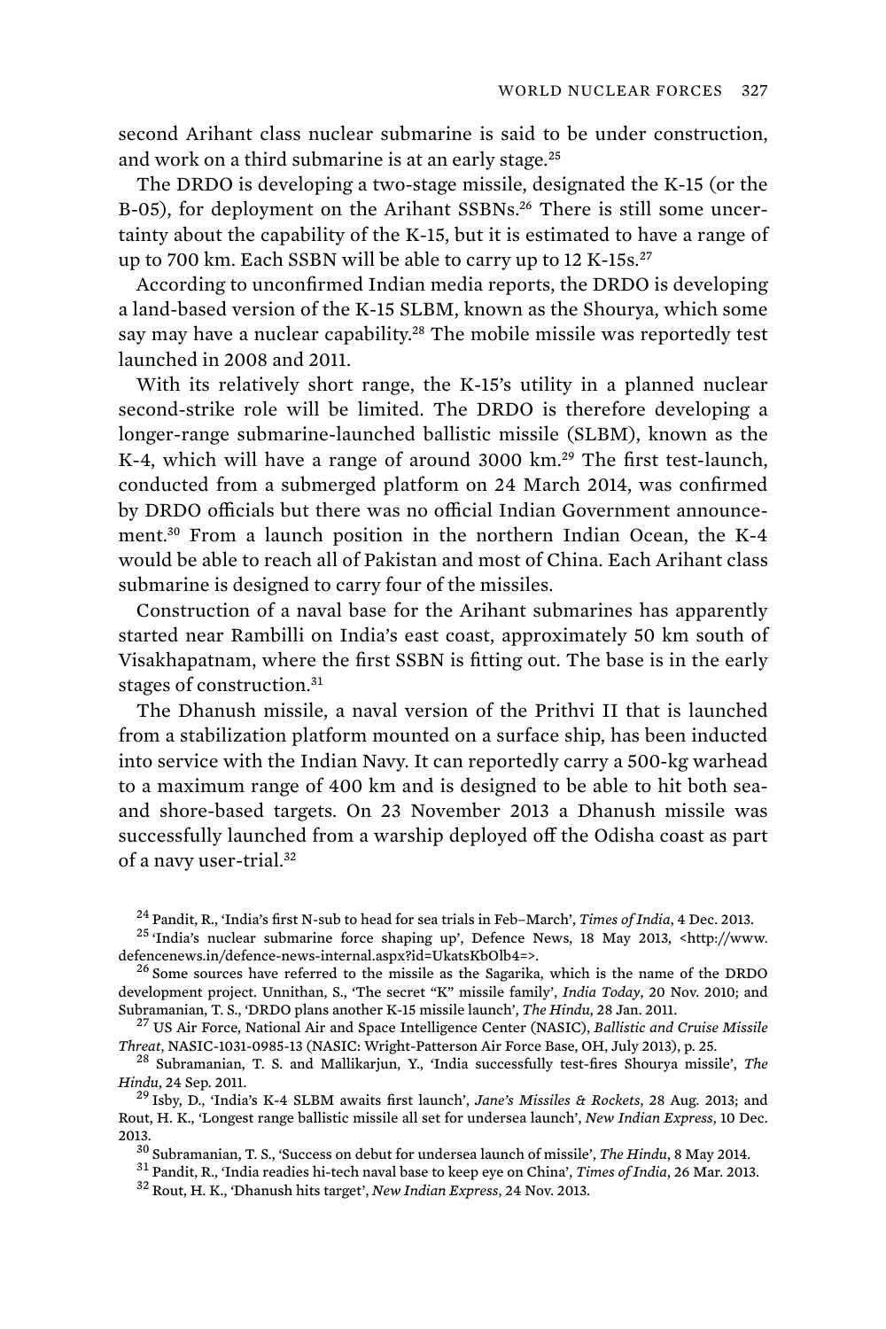second Arihant class nuclear submarine is said to be under construction, and work on a third submarine is at an early stage.[25]

The DRDO is developing a two-stage missile, designated the K-15 (or the B-05), for deployment on the Arihant SSBNs.[26] There is still some uncertainty about the capability of the K-15, but it is estimated to have a range of up to 700 km. Each SSBN will be able to carry up to 12 K-15s.[27]

According to unconfirmed Indian media reports, the DRDO is developing a land-based version of the K-15 SLBM, known as the Shourya, which some say may have a nuclear capability.[28] The mobile missile was reportedly test launched in 2008 and 2011.

With its relatively short range, the K-15's utility in a planned nuclear second-strike role will be limited. The DRDO is therefore developing a longer-range submarine-launched ballistic missile (SLBM), known as the K-4, which will have a range of around 3000 km.[29] The first test-launch, conducted from a submerged platform on 24 March 2014, was confirmed by DRDO officials but there was no official Indian Government announcement.[30] From a launch position in the northern Indian Ocean, the K-4 would be able to reach all of Pakistan and most of China. Each Arihant class submarine is designed to carry four of the missiles.

Construction of a naval base for the Arihant submarines has apparently started near Rambilli on India's east coast, approximately 50 km south of Visakhapatnam, where the first SSBN is fitting out. The base is in the early stages of construction.[31]

The Dhanush missile, a naval version of the Prithvi II that is launched from a stabilization platform mounted on a surface ship, has been inducted into service with the Indian Navy. It can reportedly carry a 500-kg warhead to a maximum range of 400 km and is designed to be able to hit both sea- and shore-based targets. On 23 November 2013 a Dhanush missile was successfully launched from a warship deployed off the Odisha coast as part of a navy user-trial.[32]

[24] Pandit, R., 'India's first N-sub to head for sea trials in Feb–March', *Times of India*, 4 Dec. 2013.

[25] 'India's nuclear submarine force shaping up', Defence News, 18 May 2013, <http://www.defencenews.in/defence-news-internal.aspx?id=UkatsKbOlb4=>.

[26] Some sources have referred to the missile as the Sagarika, which is the name of the DRDO development project. Unnithan, S., 'The secret "K" missile family', *India Today*, 20 Nov. 2010; and Subramanian, T. S., 'DRDO plans another K-15 missile launch', *The Hindu*, 28 Jan. 2011.

[27] US Air Force, National Air and Space Intelligence Center (NASIC), *Ballistic and Cruise Missile Threat*, NASIC-1031-0985-13 (NASIC: Wright-Patterson Air Force Base, OH, July 2013), p. 25.

[28] Subramanian, T. S. and Mallikarjun, Y., 'India successfully test-fires Shourya missile', *The Hindu*, 24 Sep. 2011.

[29] Isby, D., 'India's K-4 SLBM awaits first launch', *Jane's Missiles & Rockets*, 28 Aug. 2013; and Rout, H. K., 'Longest range ballistic missile all set for undersea launch', *New Indian Express*, 10 Dec. 2013.

[30] Subramanian, T. S., 'Success on debut for undersea launch of missile', *The Hindu*, 8 May 2014.

[31] Pandit, R., 'India readies hi-tech naval base to keep eye on China', *Times of India*, 26 Mar. 2013.

[32] Rout, H. K., 'Dhanush hits target', *New Indian Express*, 24 Nov. 2013.